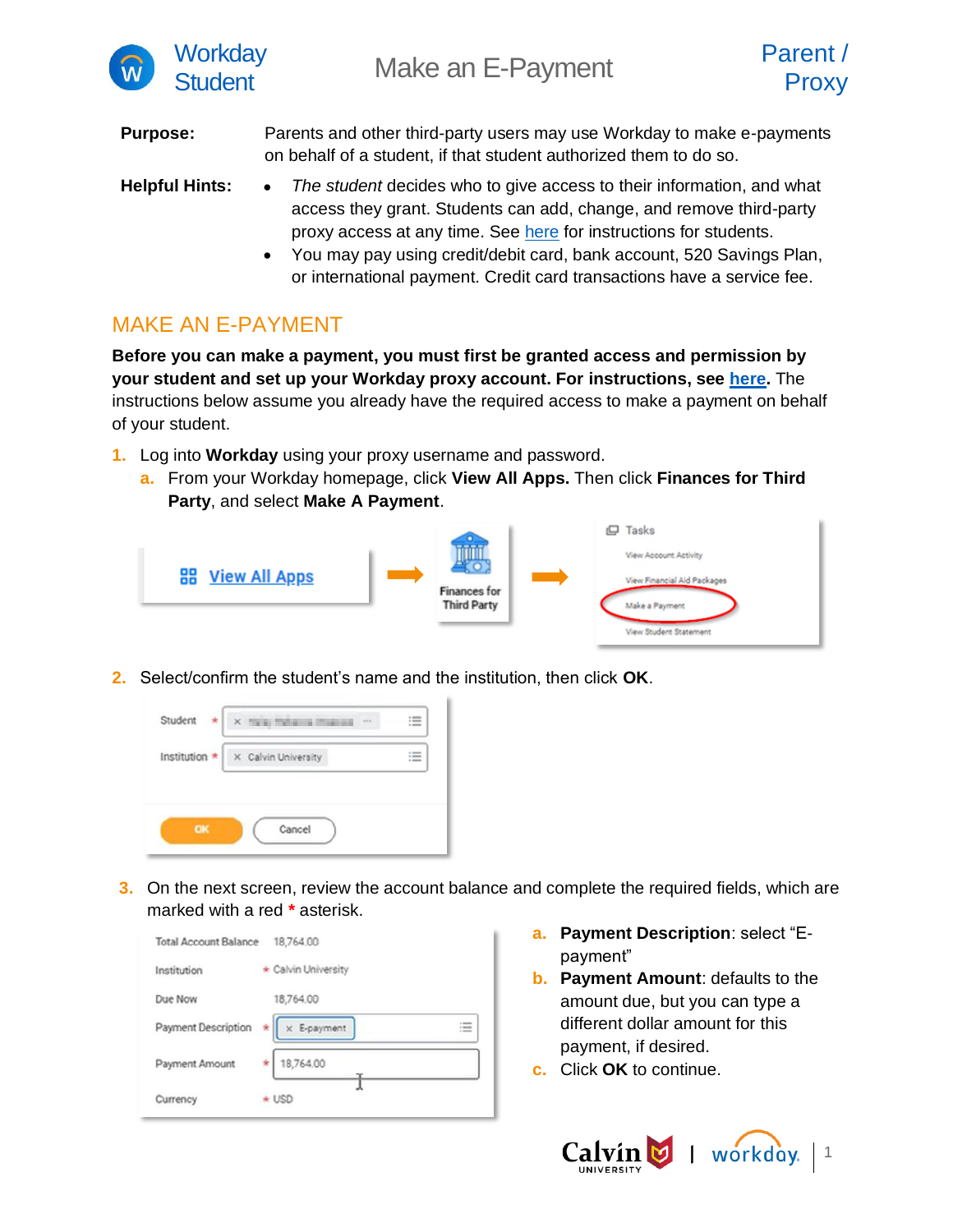# Make an E-Payment

Workday Student — Parent / Proxy

| | |
|---|---|
| **Purpose:** | Parents and other third-party users may use Workday to make e-payments on behalf of a student, if that student authorized them to do so. |
| **Helpful Hints:** | • *The student* decides who to give access to their information, and what access they grant. Students can add, change, and remove third-party proxy access at any time. See here for instructions for students.<br>• You may pay using credit/debit card, bank account, 520 Savings Plan, or international payment. Credit card transactions have a service fee. |

## MAKE AN E-PAYMENT

**Before you can make a payment, you must first be granted access and permission by your student and set up your Workday proxy account. For instructions, see here.** The instructions below assume you already have the required access to make a payment on behalf of your student.

1. Log into **Workday** using your proxy username and password.
   a. From your Workday homepage, click **View All Apps.** Then click **Finances for Third Party**, and select **Make A Payment**.

2. Select/confirm the student's name and the institution, then click **OK**.

3. On the next screen, review the account balance and complete the required fields, which are marked with a red * asterisk.
   a. **Payment Description**: select "E-payment"
   b. **Payment Amount**: defaults to the amount due, but you can type a different dollar amount for this payment, if desired.
   c. Click **OK** to continue.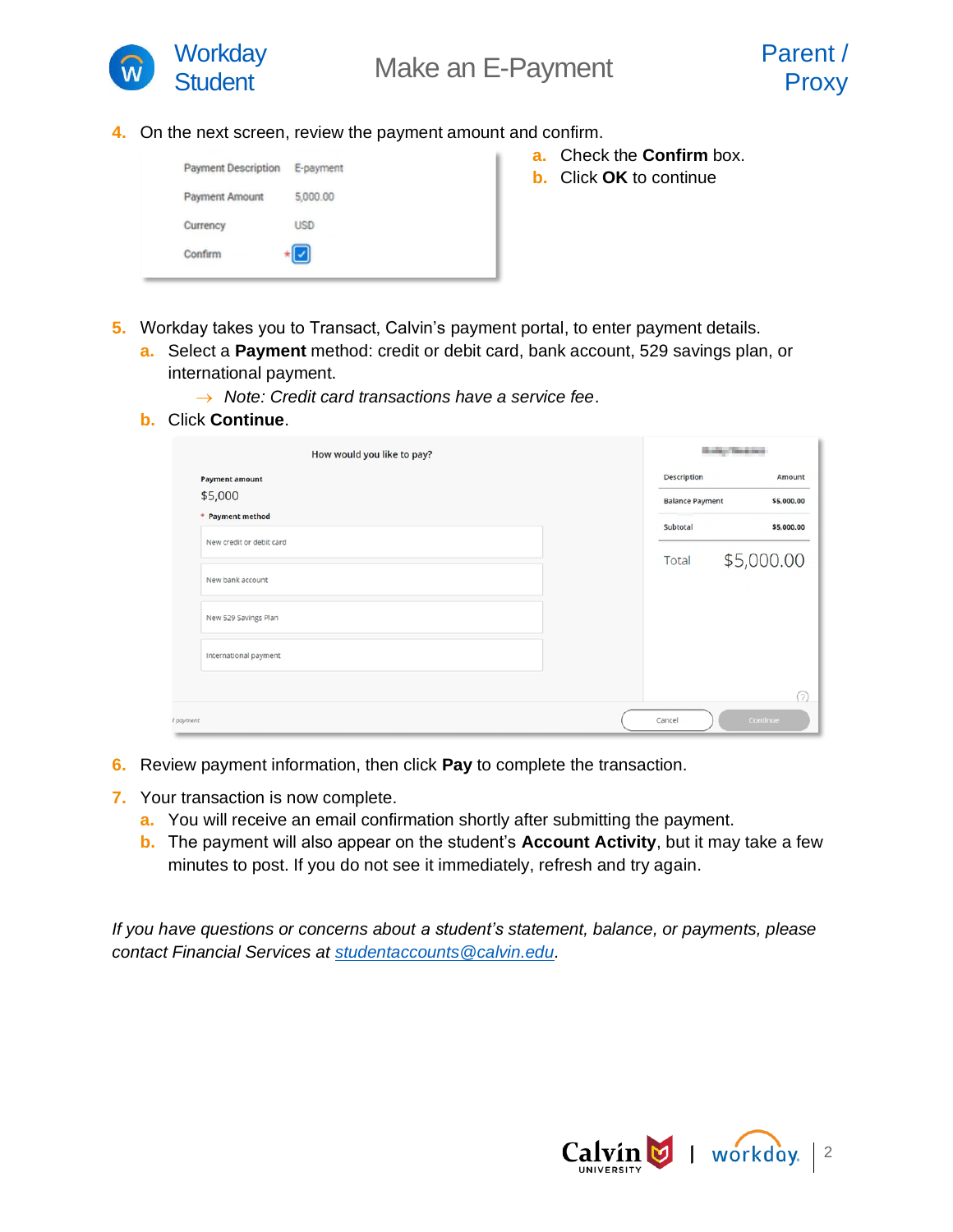4. On the next screen, review the payment amount and confirm.
   - a. Check the **Confirm** box.
   - b. Click **OK** to continue

Payment Description E-payment
Payment Amount 5,000.00
Currency USD
Confirm

5. Workday takes you to Transact, Calvin's payment portal, to enter payment details.
   - a. Select a **Payment** method: credit or debit card, bank account, 529 savings plan, or international payment.
     - → *Note: Credit card transactions have a service fee*.
   - b. Click **Continue**.

How would you like to pay?
Payment amount
$5,000
* Payment method
New credit or debit card
New bank account
New 529 Savings Plan
International payment

| Description | Amount |
| --- | --- |
| Balance Payment | $5,000.00 |
| Subtotal | $5,000.00 |
| Total | $5,000.00 |

Cancel Continue

6. Review payment information, then click **Pay** to complete the transaction.

7. Your transaction is now complete.
   - a. You will receive an email confirmation shortly after submitting the payment.
   - b. The payment will also appear on the student's **Account Activity**, but it may take a few minutes to post. If you do not see it immediately, refresh and try again.

*If you have questions or concerns about a student's statement, balance, or payments, please contact Financial Services at studentaccounts@calvin.edu.*